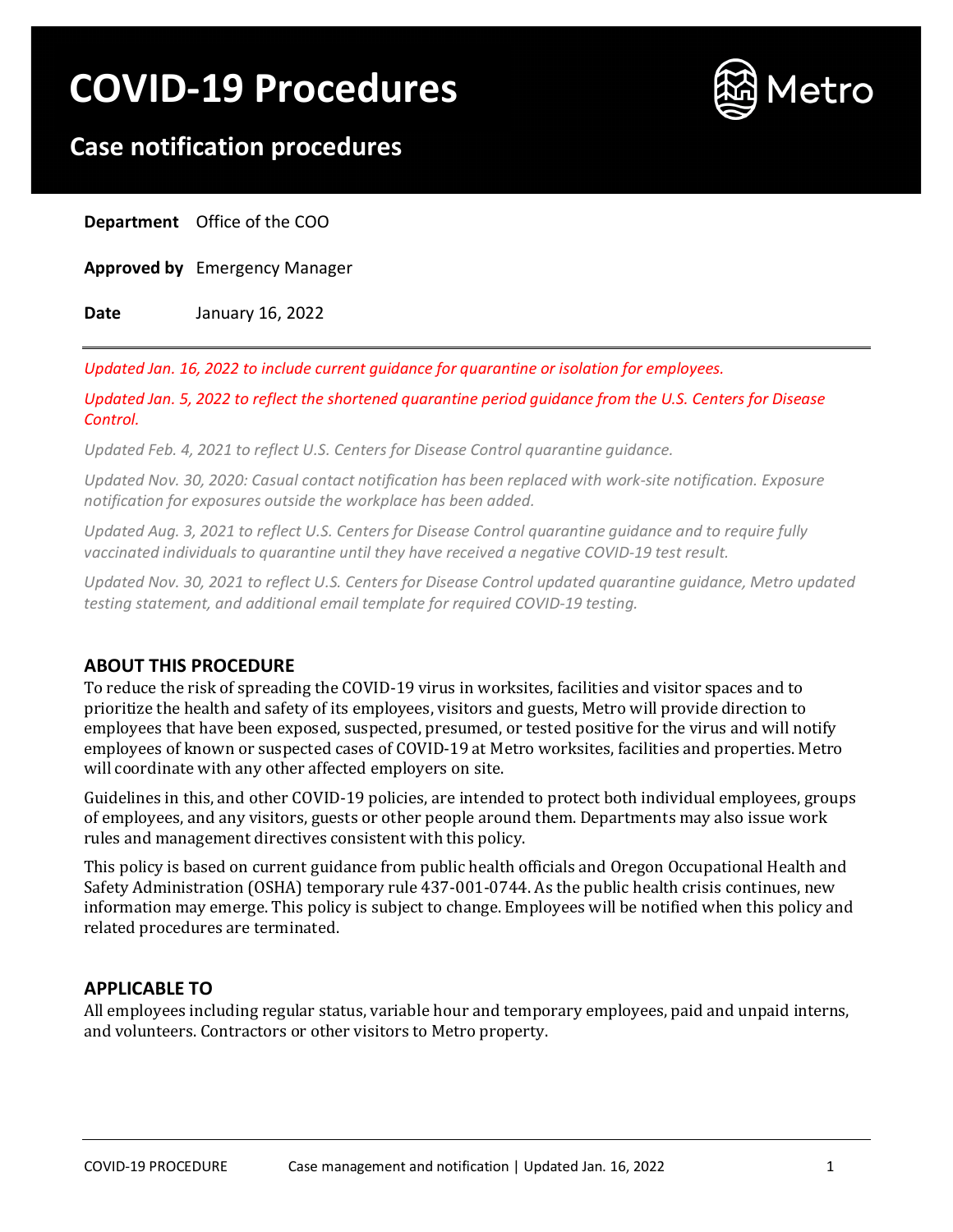# COVID-19 Procedures

## Case notification procedures

**Department** Office of the COO

**Approved by** Emergency Manager

**Date** January 16, 2022

---

*Updated Jan. 16, 2022 to include current guidance for quarantine or isolation for employees.*

*Updated Jan. 5, 2022 to reflect the shortened quarantine period guidance from the U.S. Centers for Disease Control.*

*Updated Feb. 4, 2021 to reflect U.S. Centers for Disease Control quarantine guidance.*

*Updated Nov. 30, 2020: Casual contact notification has been replaced with work-site notification. Exposure notification for exposures outside the workplace has been added.*

*Updated Aug. 3, 2021 to reflect U.S. Centers for Disease Control quarantine guidance and to require fully vaccinated individuals to quarantine until they have received a negative COVID-19 test result.*

*Updated Nov. 30, 2021 to reflect U.S. Centers for Disease Control updated quarantine guidance, Metro updated testing statement, and additional email template for required COVID-19 testing.*

### ABOUT THIS PROCEDURE

To reduce the risk of spreading the COVID-19 virus in worksites, facilities and visitor spaces and to prioritize the health and safety of its employees, visitors and guests, Metro will provide direction to employees that have been exposed, suspected, presumed, or tested positive for the virus and will notify employees of known or suspected cases of COVID-19 at Metro worksites, facilities and properties. Metro will coordinate with any other affected employers on site.

Guidelines in this, and other COVID-19 policies, are intended to protect both individual employees, groups of employees, and any visitors, guests or other people around them. Departments may also issue work rules and management directives consistent with this policy.

This policy is based on current guidance from public health officials and Oregon Occupational Health and Safety Administration (OSHA) temporary rule 437-001-0744. As the public health crisis continues, new information may emerge. This policy is subject to change. Employees will be notified when this policy and related procedures are terminated.

### APPLICABLE TO

All employees including regular status, variable hour and temporary employees, paid and unpaid interns, and volunteers. Contractors or other visitors to Metro property.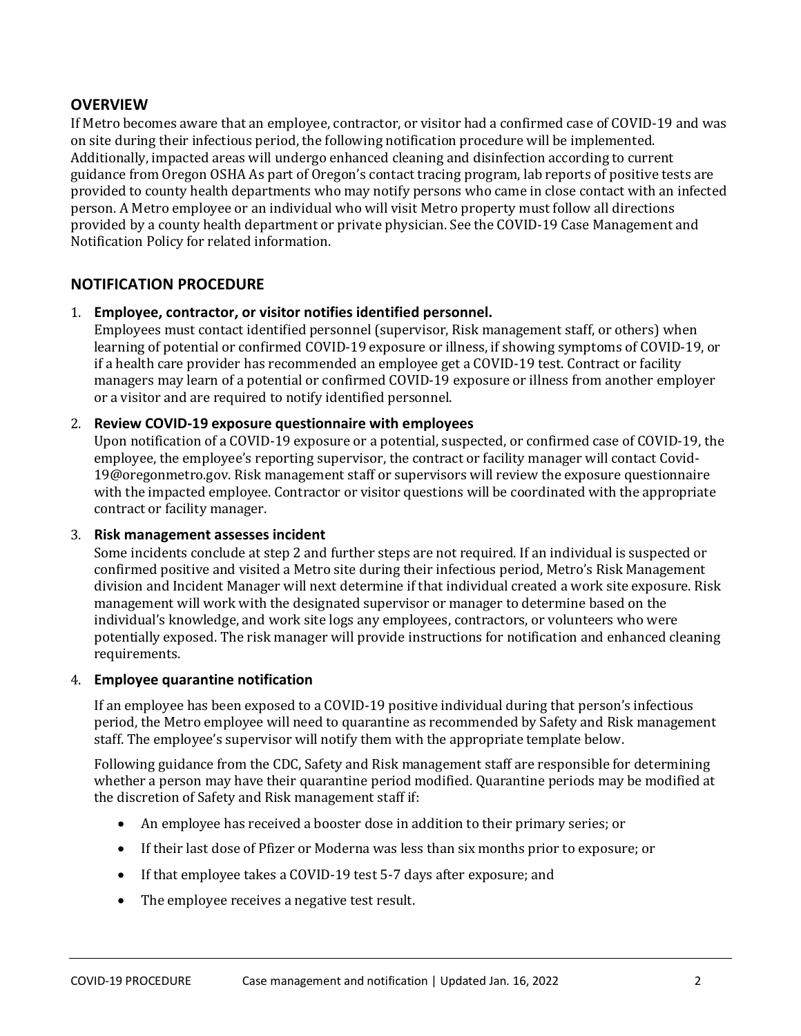## OVERVIEW

If Metro becomes aware that an employee, contractor, or visitor had a confirmed case of COVID-19 and was on site during their infectious period, the following notification procedure will be implemented. Additionally, impacted areas will undergo enhanced cleaning and disinfection according to current guidance from Oregon OSHA As part of Oregon's contact tracing program, lab reports of positive tests are provided to county health departments who may notify persons who came in close contact with an infected person. A Metro employee or an individual who will visit Metro property must follow all directions provided by a county health department or private physician. See the COVID-19 Case Management and Notification Policy for related information.

## NOTIFICATION PROCEDURE

1. **Employee, contractor, or visitor notifies identified personnel.**
   Employees must contact identified personnel (supervisor, Risk management staff, or others) when learning of potential or confirmed COVID-19 exposure or illness, if showing symptoms of COVID-19, or if a health care provider has recommended an employee get a COVID-19 test. Contract or facility managers may learn of a potential or confirmed COVID-19 exposure or illness from another employer or a visitor and are required to notify identified personnel.

2. **Review COVID-19 exposure questionnaire with employees**
   Upon notification of a COVID-19 exposure or a potential, suspected, or confirmed case of COVID-19, the employee, the employee's reporting supervisor, the contract or facility manager will contact Covid-19@oregonmetro.gov. Risk management staff or supervisors will review the exposure questionnaire with the impacted employee. Contractor or visitor questions will be coordinated with the appropriate contract or facility manager.

3. **Risk management assesses incident**
   Some incidents conclude at step 2 and further steps are not required. If an individual is suspected or confirmed positive and visited a Metro site during their infectious period, Metro's Risk Management division and Incident Manager will next determine if that individual created a work site exposure. Risk management will work with the designated supervisor or manager to determine based on the individual's knowledge, and work site logs any employees, contractors, or volunteers who were potentially exposed. The risk manager will provide instructions for notification and enhanced cleaning requirements.

4. **Employee quarantine notification**

   If an employee has been exposed to a COVID-19 positive individual during that person's infectious period, the Metro employee will need to quarantine as recommended by Safety and Risk management staff. The employee's supervisor will notify them with the appropriate template below.

   Following guidance from the CDC, Safety and Risk management staff are responsible for determining whether a person may have their quarantine period modified. Quarantine periods may be modified at the discretion of Safety and Risk management staff if:

   - An employee has received a booster dose in addition to their primary series; or
   - If their last dose of Pfizer or Moderna was less than six months prior to exposure; or
   - If that employee takes a COVID-19 test 5-7 days after exposure; and
   - The employee receives a negative test result.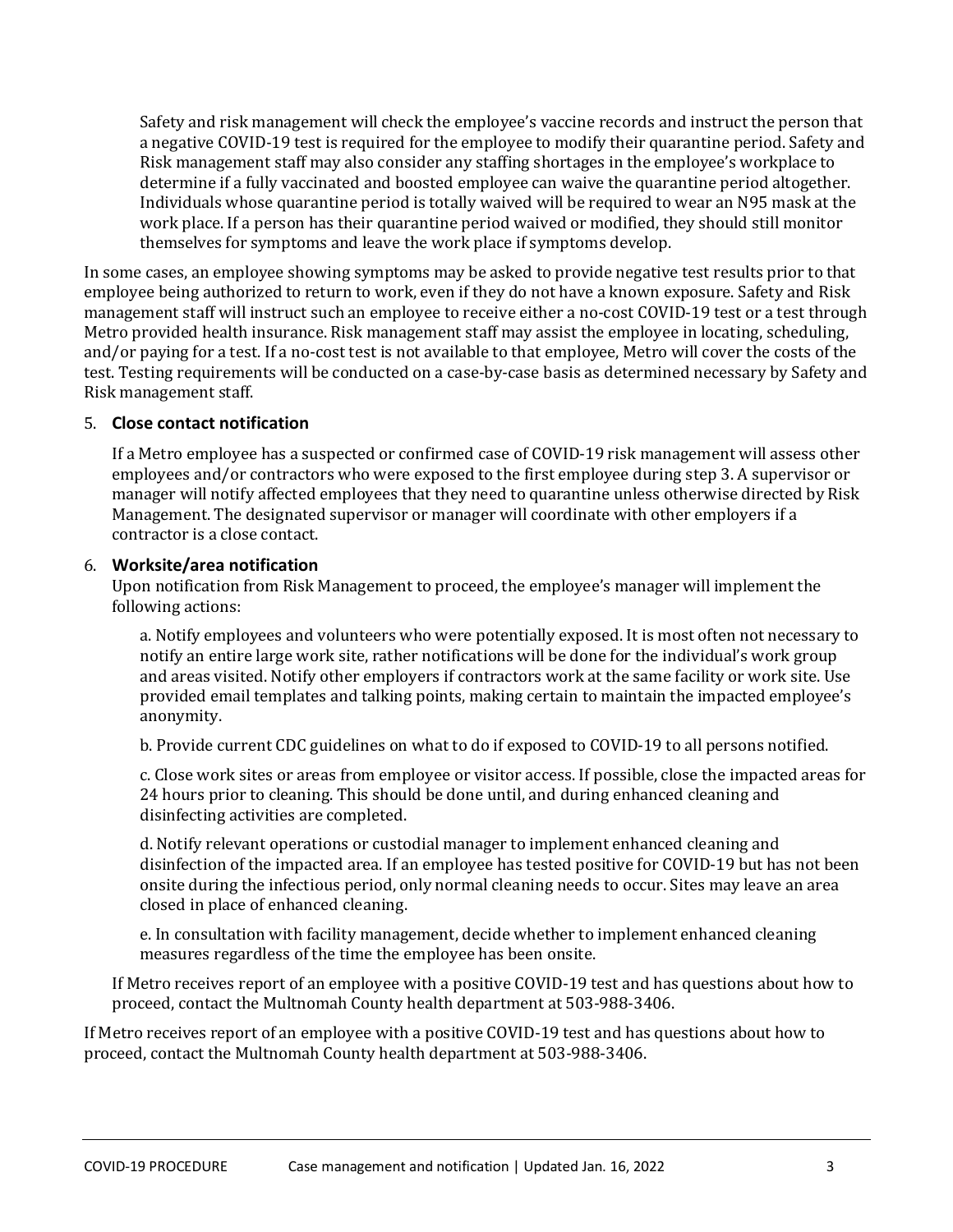Safety and risk management will check the employee's vaccine records and instruct the person that a negative COVID-19 test is required for the employee to modify their quarantine period. Safety and Risk management staff may also consider any staffing shortages in the employee's workplace to determine if a fully vaccinated and boosted employee can waive the quarantine period altogether. Individuals whose quarantine period is totally waived will be required to wear an N95 mask at the work place. If a person has their quarantine period waived or modified, they should still monitor themselves for symptoms and leave the work place if symptoms develop.

In some cases, an employee showing symptoms may be asked to provide negative test results prior to that employee being authorized to return to work, even if they do not have a known exposure. Safety and Risk management staff will instruct such an employee to receive either a no-cost COVID-19 test or a test through Metro provided health insurance. Risk management staff may assist the employee in locating, scheduling, and/or paying for a test. If a no-cost test is not available to that employee, Metro will cover the costs of the test. Testing requirements will be conducted on a case-by-case basis as determined necessary by Safety and Risk management staff.

5. **Close contact notification**

   If a Metro employee has a suspected or confirmed case of COVID-19 risk management will assess other employees and/or contractors who were exposed to the first employee during step 3. A supervisor or manager will notify affected employees that they need to quarantine unless otherwise directed by Risk Management. The designated supervisor or manager will coordinate with other employers if a contractor is a close contact.

6. **Worksite/area notification**

   Upon notification from Risk Management to proceed, the employee's manager will implement the following actions:

   a. Notify employees and volunteers who were potentially exposed. It is most often not necessary to notify an entire large work site, rather notifications will be done for the individual's work group and areas visited. Notify other employers if contractors work at the same facility or work site. Use provided email templates and talking points, making certain to maintain the impacted employee's anonymity.

   b. Provide current CDC guidelines on what to do if exposed to COVID-19 to all persons notified.

   c. Close work sites or areas from employee or visitor access. If possible, close the impacted areas for 24 hours prior to cleaning. This should be done until, and during enhanced cleaning and disinfecting activities are completed.

   d. Notify relevant operations or custodial manager to implement enhanced cleaning and disinfection of the impacted area. If an employee has tested positive for COVID-19 but has not been onsite during the infectious period, only normal cleaning needs to occur. Sites may leave an area closed in place of enhanced cleaning.

   e. In consultation with facility management, decide whether to implement enhanced cleaning measures regardless of the time the employee has been onsite.

   If Metro receives report of an employee with a positive COVID-19 test and has questions about how to proceed, contact the Multnomah County health department at 503-988-3406.

If Metro receives report of an employee with a positive COVID-19 test and has questions about how to proceed, contact the Multnomah County health department at 503-988-3406.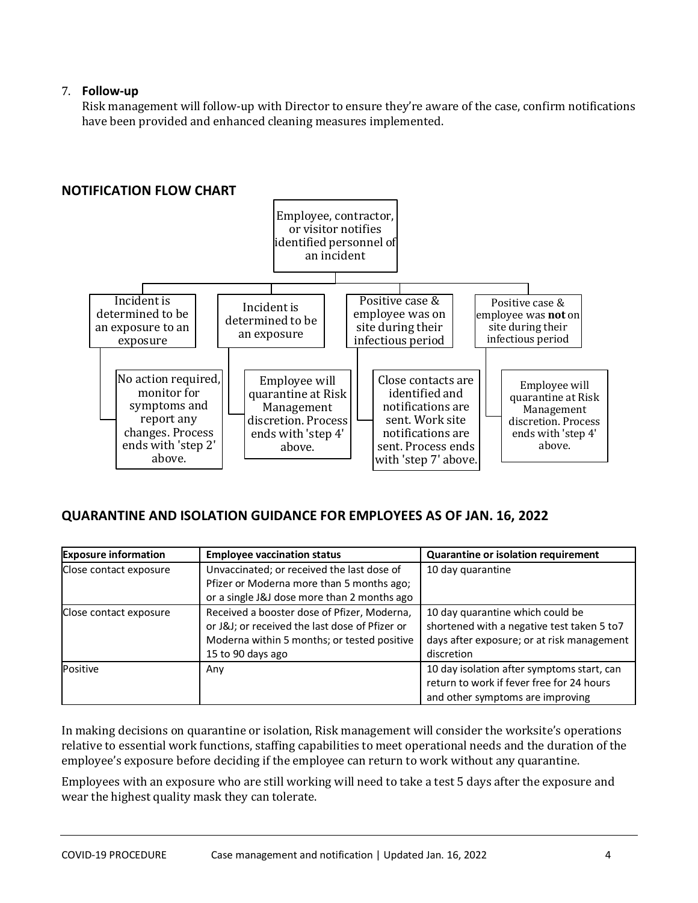7. **Follow-up**
   Risk management will follow-up with Director to ensure they're aware of the case, confirm notifications have been provided and enhanced cleaning measures implemented.

## NOTIFICATION FLOW CHART

Employee, contractor, or visitor notifies identified personnel of an incident

- Incident is determined to be an exposure to an exposure
  - No action required, monitor for symptoms and report any changes. Process ends with 'step 2' above.
- Incident is determined to be an exposure
  - Employee will quarantine at Risk Management discretion. Process ends with 'step 4' above.
- Positive case & employee was on site during their infectious period
  - Close contacts are identified and notifications are sent. Work site notifications are sent. Process ends with 'step 7' above.
- Positive case & employee was **not** on site during their infectious period
  - Employee will quarantine at Risk Management discretion. Process ends with 'step 4' above.

## QUARANTINE AND ISOLATION GUIDANCE FOR EMPLOYEES AS OF JAN. 16, 2022

| Exposure information | Employee vaccination status | Quarantine or isolation requirement |
|---|---|---|
| Close contact exposure | Unvaccinated; or received the last dose of Pfizer or Moderna more than 5 months ago; or a single J&J dose more than 2 months ago | 10 day quarantine |
| Close contact exposure | Received a booster dose of Pfizer, Moderna, or J&J; or received the last dose of Pfizer or Moderna within 5 months; or tested positive 15 to 90 days ago | 10 day quarantine which could be shortened with a negative test taken 5 to7 days after exposure; or at risk management discretion |
| Positive | Any | 10 day isolation after symptoms start, can return to work if fever free for 24 hours and other symptoms are improving |

In making decisions on quarantine or isolation, Risk management will consider the worksite's operations relative to essential work functions, staffing capabilities to meet operational needs and the duration of the employee's exposure before deciding if the employee can return to work without any quarantine.

Employees with an exposure who are still working will need to take a test 5 days after the exposure and wear the highest quality mask they can tolerate.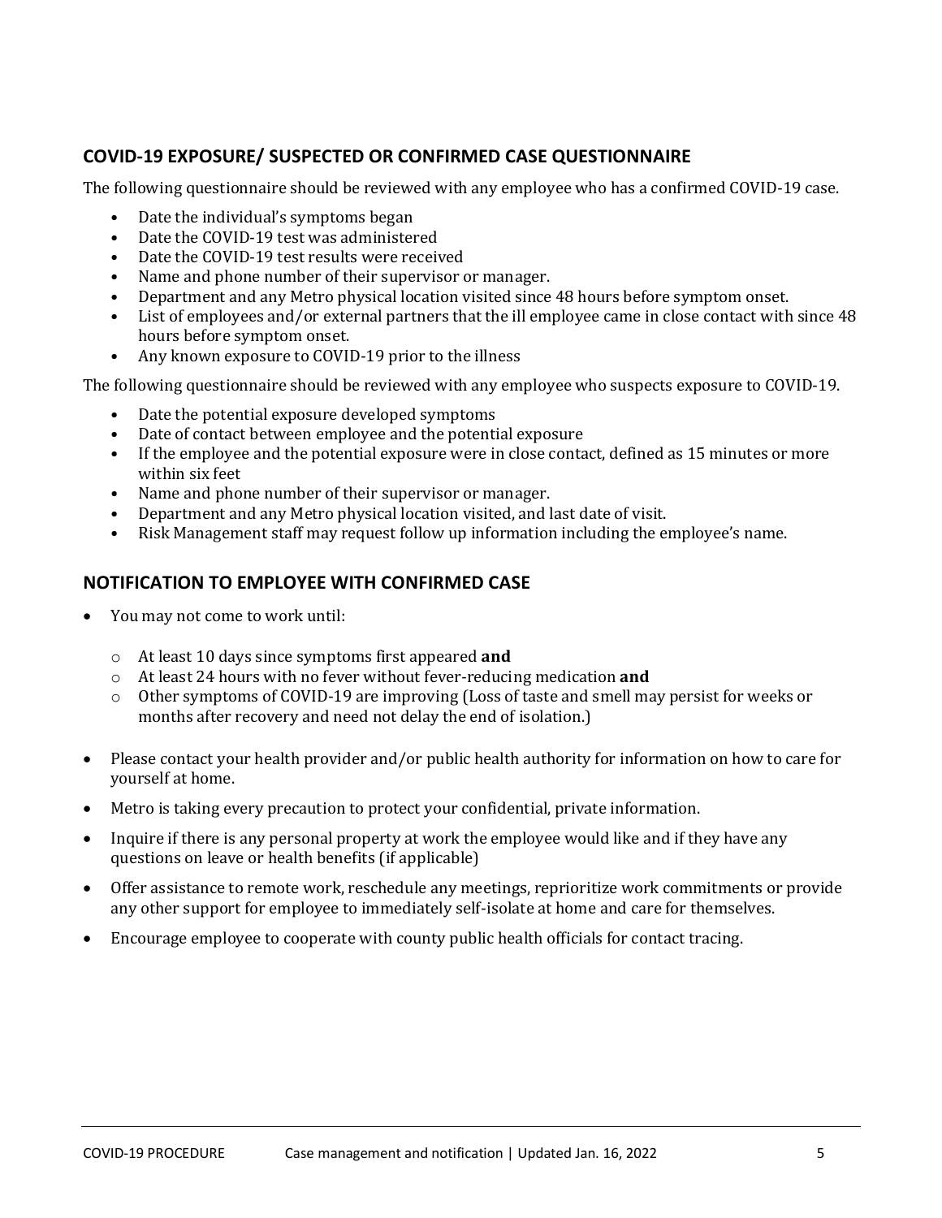## COVID-19 EXPOSURE/ SUSPECTED OR CONFIRMED CASE QUESTIONNAIRE

The following questionnaire should be reviewed with any employee who has a confirmed COVID-19 case.

- Date the individual's symptoms began
- Date the COVID-19 test was administered
- Date the COVID-19 test results were received
- Name and phone number of their supervisor or manager.
- Department and any Metro physical location visited since 48 hours before symptom onset.
- List of employees and/or external partners that the ill employee came in close contact with since 48 hours before symptom onset.
- Any known exposure to COVID-19 prior to the illness

The following questionnaire should be reviewed with any employee who suspects exposure to COVID-19.

- Date the potential exposure developed symptoms
- Date of contact between employee and the potential exposure
- If the employee and the potential exposure were in close contact, defined as 15 minutes or more within six feet
- Name and phone number of their supervisor or manager.
- Department and any Metro physical location visited, and last date of visit.
- Risk Management staff may request follow up information including the employee's name.

## NOTIFICATION TO EMPLOYEE WITH CONFIRMED CASE

- You may not come to work until:
  - At least 10 days since symptoms first appeared **and**
  - At least 24 hours with no fever without fever-reducing medication **and**
  - Other symptoms of COVID-19 are improving (Loss of taste and smell may persist for weeks or months after recovery and need not delay the end of isolation.)
- Please contact your health provider and/or public health authority for information on how to care for yourself at home.
- Metro is taking every precaution to protect your confidential, private information.
- Inquire if there is any personal property at work the employee would like and if they have any questions on leave or health benefits (if applicable)
- Offer assistance to remote work, reschedule any meetings, reprioritize work commitments or provide any other support for employee to immediately self-isolate at home and care for themselves.
- Encourage employee to cooperate with county public health officials for contact tracing.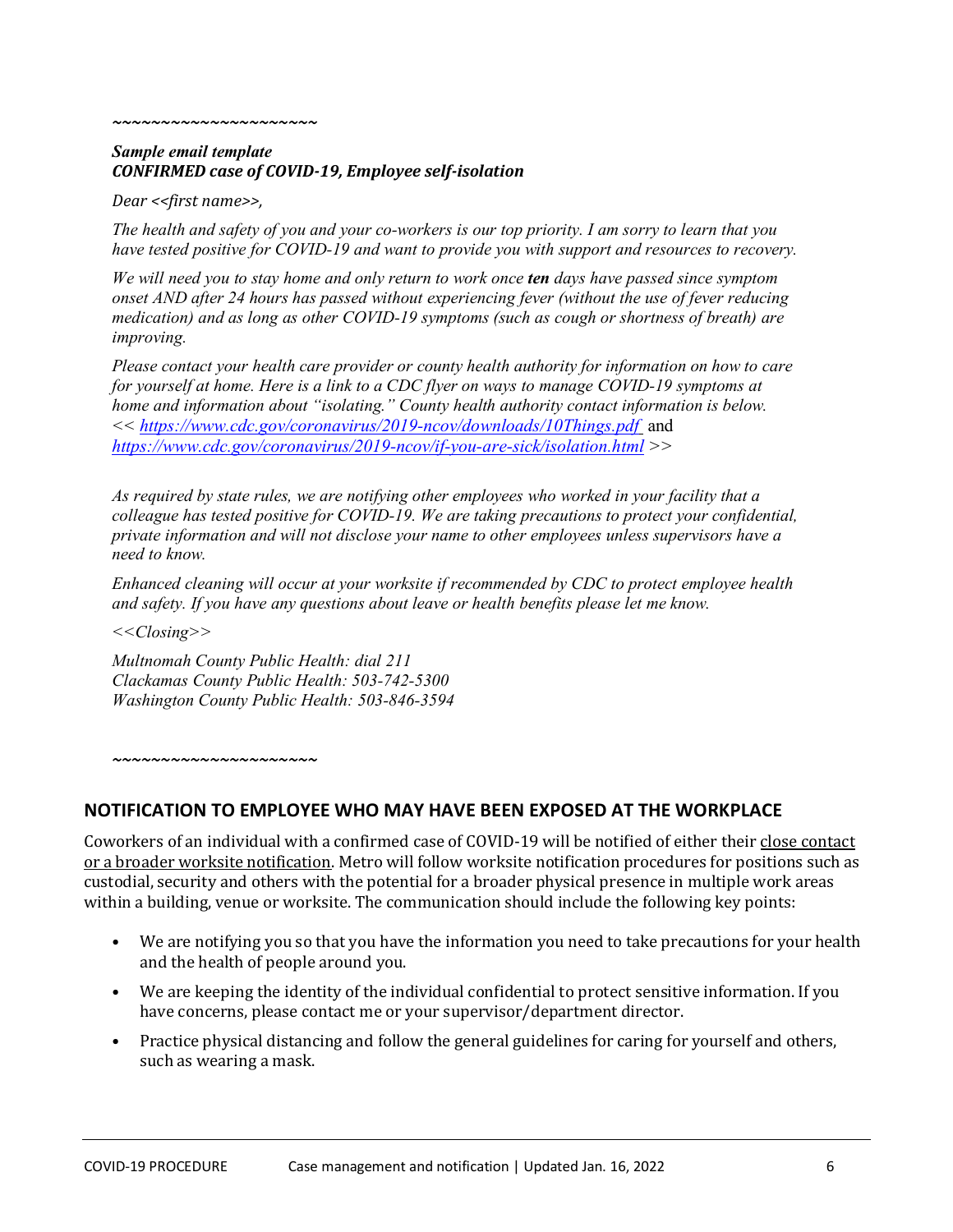~~~~~~~~~~~~~~~~~~~~~

***Sample email template***
***CONFIRMED case of COVID-19, Employee self-isolation***

*Dear <<first name>>,*

*The health and safety of you and your co-workers is our top priority. I am sorry to learn that you have tested positive for COVID-19 and want to provide you with support and resources to recovery.*

*We will need you to stay home and only return to work once **ten** days have passed since symptom onset AND after 24 hours has passed without experiencing fever (without the use of fever reducing medication) and as long as other COVID-19 symptoms (such as cough or shortness of breath) are improving.*

*Please contact your health care provider or county health authority for information on how to care for yourself at home. Here is a link to a CDC flyer on ways to manage COVID-19 symptoms at home and information about "isolating." County health authority contact information is below. << https://www.cdc.gov/coronavirus/2019-ncov/downloads/10Things.pdf* and *https://www.cdc.gov/coronavirus/2019-ncov/if-you-are-sick/isolation.html >>*

*As required by state rules, we are notifying other employees who worked in your facility that a colleague has tested positive for COVID-19. We are taking precautions to protect your confidential, private information and will not disclose your name to other employees unless supervisors have a need to know.*

*Enhanced cleaning will occur at your worksite if recommended by CDC to protect employee health and safety. If you have any questions about leave or health benefits please let me know.*

*<<Closing>>*

*Multnomah County Public Health: dial 211*
*Clackamas County Public Health: 503-742-5300*
*Washington County Public Health: 503-846-3594*

~~~~~~~~~~~~~~~~~~~~~

## NOTIFICATION TO EMPLOYEE WHO MAY HAVE BEEN EXPOSED AT THE WORKPLACE

Coworkers of an individual with a confirmed case of COVID-19 will be notified of either their close contact or a broader worksite notification. Metro will follow worksite notification procedures for positions such as custodial, security and others with the potential for a broader physical presence in multiple work areas within a building, venue or worksite. The communication should include the following key points:

- We are notifying you so that you have the information you need to take precautions for your health and the health of people around you.
- We are keeping the identity of the individual confidential to protect sensitive information. If you have concerns, please contact me or your supervisor/department director.
- Practice physical distancing and follow the general guidelines for caring for yourself and others, such as wearing a mask.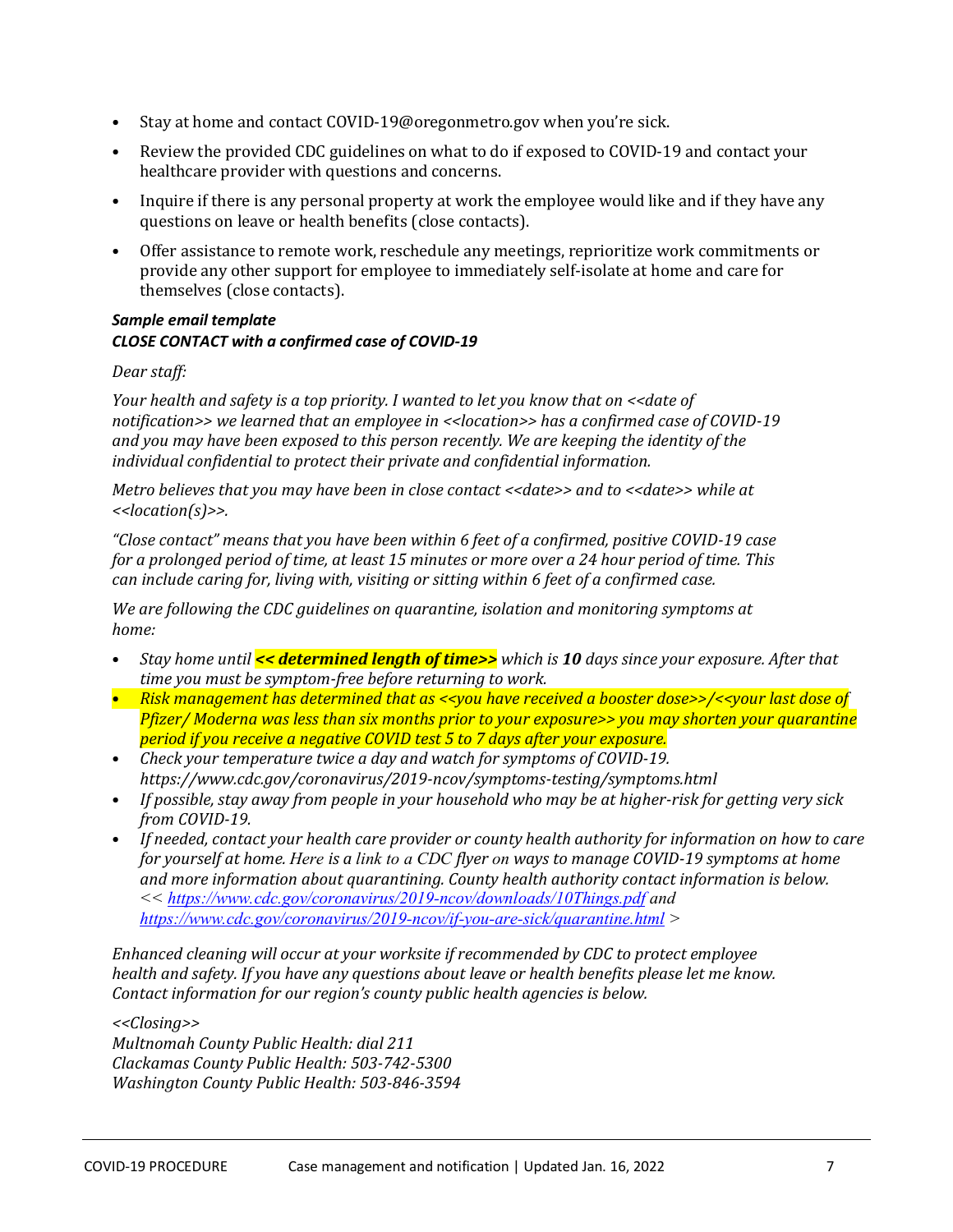- Stay at home and contact COVID-19@oregonmetro.gov when you're sick.
- Review the provided CDC guidelines on what to do if exposed to COVID-19 and contact your healthcare provider with questions and concerns.
- Inquire if there is any personal property at work the employee would like and if they have any questions on leave or health benefits (close contacts).
- Offer assistance to remote work, reschedule any meetings, reprioritize work commitments or provide any other support for employee to immediately self-isolate at home and care for themselves (close contacts).

***Sample email template***
***CLOSE CONTACT with a confirmed case of COVID-19***

*Dear staff:*

*Your health and safety is a top priority. I wanted to let you know that on <<date of notification>> we learned that an employee in <<location>> has a confirmed case of COVID-19 and you may have been exposed to this person recently. We are keeping the identity of the individual confidential to protect their private and confidential information.*

*Metro believes that you may have been in close contact <<date>> and to <<date>> while at <<location(s)>>.*

*"Close contact" means that you have been within 6 feet of a confirmed, positive COVID-19 case for a prolonged period of time, at least 15 minutes or more over a 24 hour period of time. This can include caring for, living with, visiting or sitting within 6 feet of a confirmed case.*

*We are following the CDC guidelines on quarantine, isolation and monitoring symptoms at home:*

- *Stay home until* ***<< determined length of time>>*** *which is* ***10*** *days since your exposure. After that time you must be symptom-free before returning to work.*
- *Risk management has determined that as <<you have received a booster dose>>/<<your last dose of Pfizer/ Moderna was less than six months prior to your exposure>> you may shorten your quarantine period if you receive a negative COVID test 5 to 7 days after your exposure.*
- *Check your temperature twice a day and watch for symptoms of COVID-19. https://www.cdc.gov/coronavirus/2019-ncov/symptoms-testing/symptoms.html*
- *If possible, stay away from people in your household who may be at higher-risk for getting very sick from COVID-19.*
- *If needed, contact your health care provider or county health authority for information on how to care for yourself at home. Here is a link to a CDC flyer on ways to manage COVID-19 symptoms at home and more information about quarantining. County health authority contact information is below. << https://www.cdc.gov/coronavirus/2019-ncov/downloads/10Things.pdf and https://www.cdc.gov/coronavirus/2019-ncov/if-you-are-sick/quarantine.html >*

*Enhanced cleaning will occur at your worksite if recommended by CDC to protect employee health and safety. If you have any questions about leave or health benefits please let me know. Contact information for our region's county public health agencies is below.*

*<<Closing>>*
*Multnomah County Public Health: dial 211*
*Clackamas County Public Health: 503-742-5300*
*Washington County Public Health: 503-846-3594*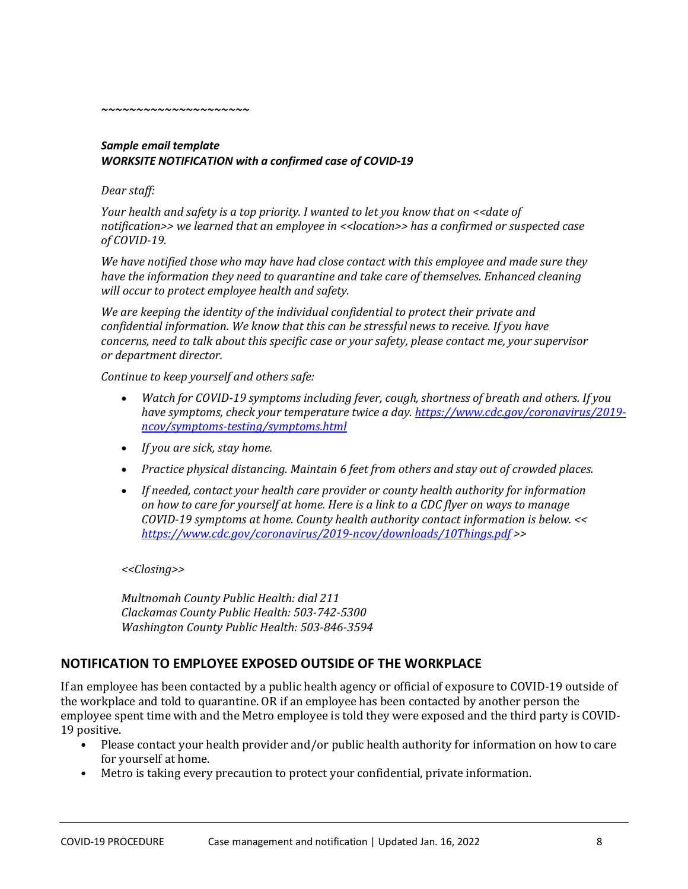~~~~~~~~~~~~~~~~~~~~~~

***Sample email template***
***WORKSITE NOTIFICATION with a confirmed case of COVID-19***

*Dear staff:*

*Your health and safety is a top priority. I wanted to let you know that on <<date of notification>> we learned that an employee in <<location>> has a confirmed or suspected case of COVID-19.*

*We have notified those who may have had close contact with this employee and made sure they have the information they need to quarantine and take care of themselves. Enhanced cleaning will occur to protect employee health and safety.*

*We are keeping the identity of the individual confidential to protect their private and confidential information. We know that this can be stressful news to receive. If you have concerns, need to talk about this specific case or your safety, please contact me, your supervisor or department director.*

*Continue to keep yourself and others safe:*

- *Watch for COVID-19 symptoms including fever, cough, shortness of breath and others. If you have symptoms, check your temperature twice a day. https://www.cdc.gov/coronavirus/2019-ncov/symptoms-testing/symptoms.html*
- *If you are sick, stay home.*
- *Practice physical distancing. Maintain 6 feet from others and stay out of crowded places.*
- *If needed, contact your health care provider or county health authority for information on how to care for yourself at home. Here is a link to a CDC flyer on ways to manage COVID-19 symptoms at home. County health authority contact information is below. << https://www.cdc.gov/coronavirus/2019-ncov/downloads/10Things.pdf >>*

*<<Closing>>*

*Multnomah County Public Health: dial 211*
*Clackamas County Public Health: 503-742-5300*
*Washington County Public Health: 503-846-3594*

## NOTIFICATION TO EMPLOYEE EXPOSED OUTSIDE OF THE WORKPLACE

If an employee has been contacted by a public health agency or official of exposure to COVID-19 outside of the workplace and told to quarantine. OR if an employee has been contacted by another person the employee spent time with and the Metro employee is told they were exposed and the third party is COVID-19 positive.

- Please contact your health provider and/or public health authority for information on how to care for yourself at home.
- Metro is taking every precaution to protect your confidential, private information.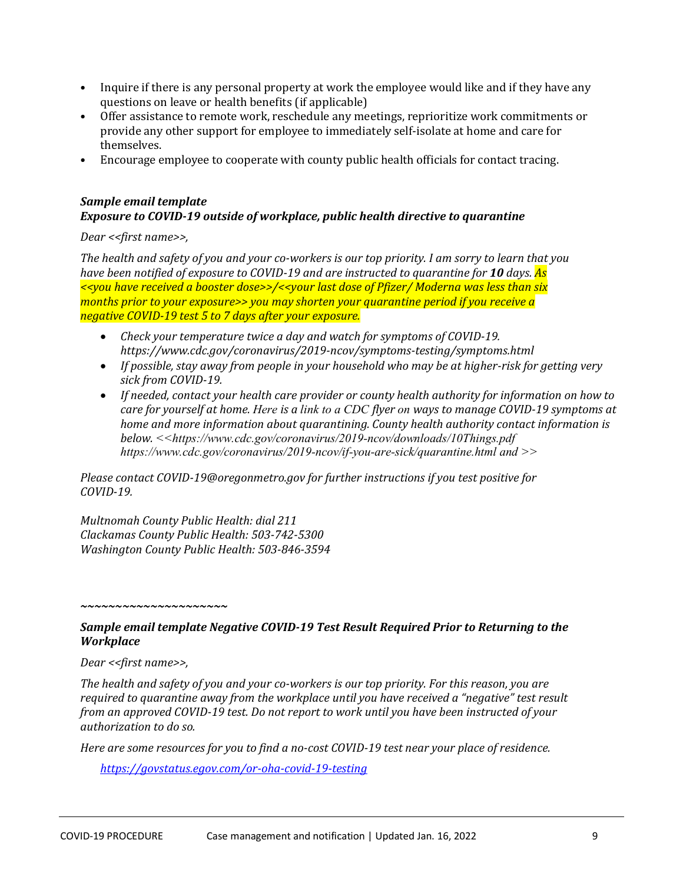- Inquire if there is any personal property at work the employee would like and if they have any questions on leave or health benefits (if applicable)
- Offer assistance to remote work, reschedule any meetings, reprioritize work commitments or provide any other support for employee to immediately self-isolate at home and care for themselves.
- Encourage employee to cooperate with county public health officials for contact tracing.

***Sample email template***
***Exposure to COVID-19 outside of workplace, public health directive to quarantine***

*Dear <<first name>>,*

*The health and safety of you and your co-workers is our top priority. I am sorry to learn that you have been notified of exposure to COVID-19 and are instructed to quarantine for **10** days. As <<you have received a booster dose>>/<<your last dose of Pfizer/ Moderna was less than six months prior to your exposure>> you may shorten your quarantine period if you receive a negative COVID-19 test 5 to 7 days after your exposure.*

- *Check your temperature twice a day and watch for symptoms of COVID-19. https://www.cdc.gov/coronavirus/2019-ncov/symptoms-testing/symptoms.html*
- *If possible, stay away from people in your household who may be at higher-risk for getting very sick from COVID-19.*
- *If needed, contact your health care provider or county health authority for information on how to care for yourself at home. Here is a link to a CDC flyer on ways to manage COVID-19 symptoms at home and more information about quarantining. County health authority contact information is below. <<https://www.cdc.gov/coronavirus/2019-ncov/downloads/10Things.pdf https://www.cdc.gov/coronavirus/2019-ncov/if-you-are-sick/quarantine.html and >>*

*Please contact COVID-19@oregonmetro.gov for further instructions if you test positive for COVID-19.*

*Multnomah County Public Health: dial 211*
*Clackamas County Public Health: 503-742-5300*
*Washington County Public Health: 503-846-3594*

~~~~~~~~~~~~~~~~~~~~

***Sample email template Negative COVID-19 Test Result Required Prior to Returning to the Workplace***

*Dear <<first name>>,*

*The health and safety of you and your co-workers is our top priority. For this reason, you are required to quarantine away from the workplace until you have received a "negative" test result from an approved COVID-19 test. Do not report to work until you have been instructed of your authorization to do so.*

*Here are some resources for you to find a no-cost COVID-19 test near your place of residence.*

*https://govstatus.egov.com/or-oha-covid-19-testing*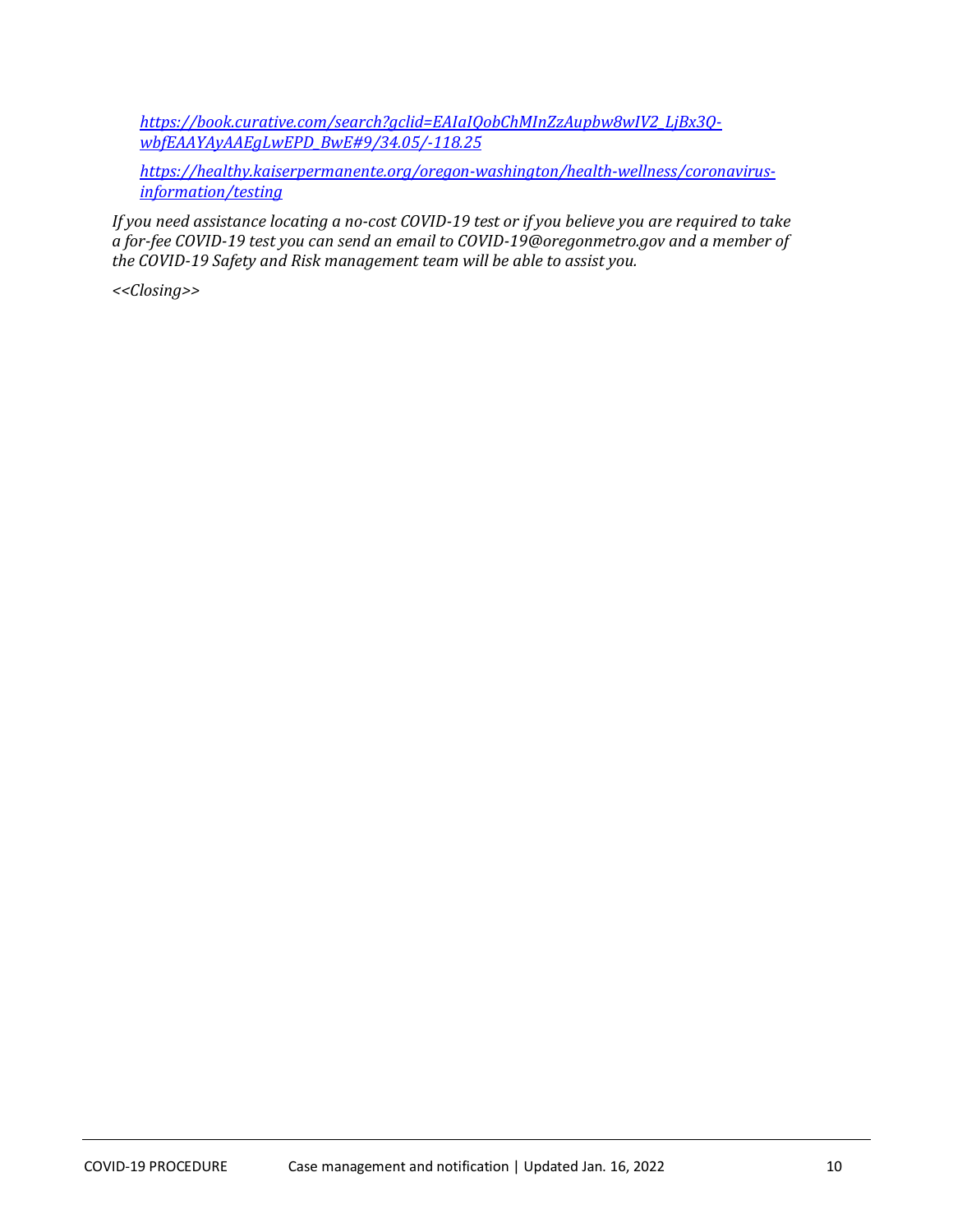*[https://book.curative.com/search?gclid=EAIaIQobChMInZzAupbw8wIV2_LjBx3Q-wbfEAAYAyAAEgLwEPD_BwE#9/34.05/-118.25](https://book.curative.com/search?gclid=EAIaIQobChMInZzAupbw8wIV2_LjBx3Q-wbfEAAYAyAAEgLwEPD_BwE#9/34.05/-118.25)*

*[https://healthy.kaiserpermanente.org/oregon-washington/health-wellness/coronavirus-information/testing](https://healthy.kaiserpermanente.org/oregon-washington/health-wellness/coronavirus-information/testing)*

*If you need assistance locating a no-cost COVID-19 test or if you believe you are required to take a for-fee COVID-19 test you can send an email to COVID-19@oregonmetro.gov and a member of the COVID-19 Safety and Risk management team will be able to assist you.*

*<<Closing>>*